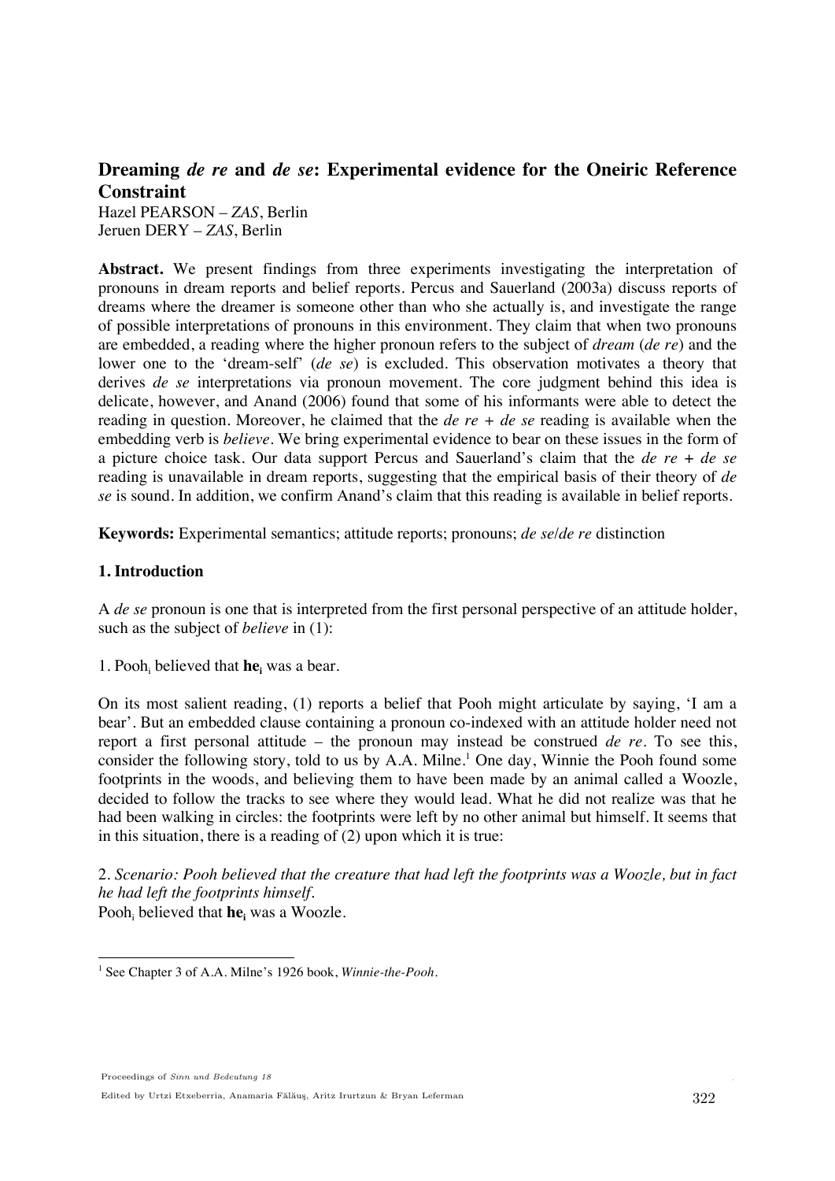# Dreaming *de re* and *de se*: Experimental evidence for the Oneiric Reference Constraint

Hazel PEARSON – *ZAS*, Berlin
Jeruen DERY – *ZAS*, Berlin

**Abstract.** We present findings from three experiments investigating the interpretation of pronouns in dream reports and belief reports. Percus and Sauerland (2003a) discuss reports of dreams where the dreamer is someone other than who she actually is, and investigate the range of possible interpretations of pronouns in this environment. They claim that when two pronouns are embedded, a reading where the higher pronoun refers to the subject of *dream* (*de re*) and the lower one to the 'dream-self' (*de se*) is excluded. This observation motivates a theory that derives *de se* interpretations via pronoun movement. The core judgment behind this idea is delicate, however, and Anand (2006) found that some of his informants were able to detect the reading in question. Moreover, he claimed that the *de re + de se* reading is available when the embedding verb is *believe*. We bring experimental evidence to bear on these issues in the form of a picture choice task. Our data support Percus and Sauerland's claim that the *de re + de se* reading is unavailable in dream reports, suggesting that the empirical basis of their theory of *de se* is sound. In addition, we confirm Anand's claim that this reading is available in belief reports.

**Keywords:** Experimental semantics; attitude reports; pronouns; *de se*/*de re* distinction

## 1. Introduction

A *de se* pronoun is one that is interpreted from the first personal perspective of an attitude holder, such as the subject of *believe* in (1):

1. Pooh$_i$ believed that **he$_i$** was a bear.

On its most salient reading, (1) reports a belief that Pooh might articulate by saying, 'I am a bear'. But an embedded clause containing a pronoun co-indexed with an attitude holder need not report a first personal attitude – the pronoun may instead be construed *de re*. To see this, consider the following story, told to us by A.A. Milne.[1] One day, Winnie the Pooh found some footprints in the woods, and believing them to have been made by an animal called a Woozle, decided to follow the tracks to see where they would lead. What he did not realize was that he had been walking in circles: the footprints were left by no other animal but himself. It seems that in this situation, there is a reading of (2) upon which it is true:

2. *Scenario: Pooh believed that the creature that had left the footprints was a Woozle, but in fact he had left the footprints himself.*
Pooh$_i$ believed that **he$_i$** was a Woozle.

[1] See Chapter 3 of A.A. Milne's 1926 book, *Winnie-the-Pooh*.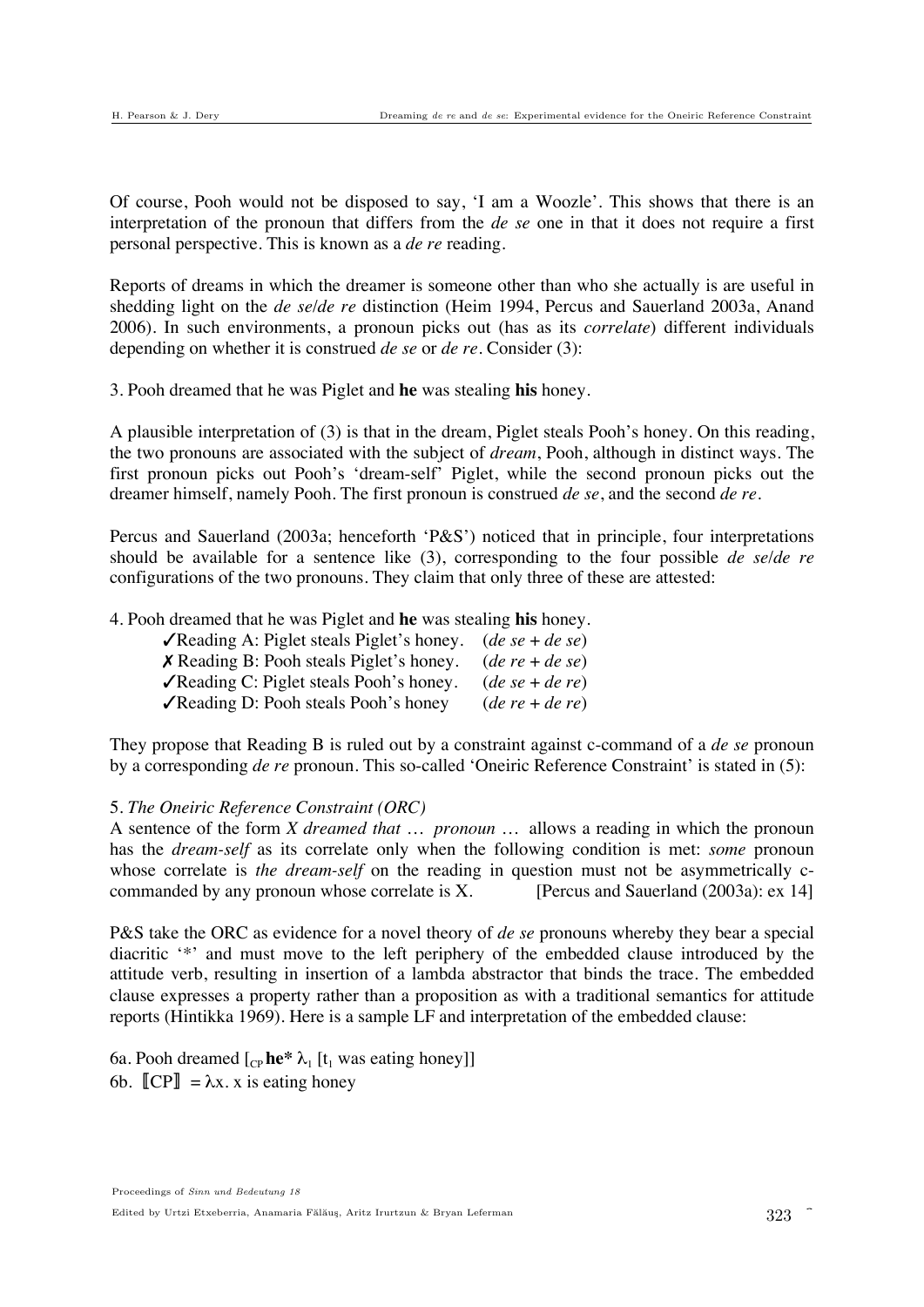Of course, Pooh would not be disposed to say, 'I am a Woozle'. This shows that there is an interpretation of the pronoun that differs from the *de se* one in that it does not require a first personal perspective. This is known as a *de re* reading.

Reports of dreams in which the dreamer is someone other than who she actually is are useful in shedding light on the *de se*/*de re* distinction (Heim 1994, Percus and Sauerland 2003a, Anand 2006). In such environments, a pronoun picks out (has as its *correlate*) different individuals depending on whether it is construed *de se* or *de re*. Consider (3):

3. Pooh dreamed that he was Piglet and **he** was stealing **his** honey.

A plausible interpretation of (3) is that in the dream, Piglet steals Pooh's honey. On this reading, the two pronouns are associated with the subject of *dream*, Pooh, although in distinct ways. The first pronoun picks out Pooh's 'dream-self' Piglet, while the second pronoun picks out the dreamer himself, namely Pooh. The first pronoun is construed *de se*, and the second *de re*.

Percus and Sauerland (2003a; henceforth 'P&S') noticed that in principle, four interpretations should be available for a sentence like (3), corresponding to the four possible *de se*/*de re* configurations of the two pronouns. They claim that only three of these are attested:

4. Pooh dreamed that he was Piglet and **he** was stealing **his** honey.

- ✓Reading A: Piglet steals Piglet's honey. (*de se* + *de se*)
- ✗ Reading B: Pooh steals Piglet's honey. (*de re* + *de se*)
- ✓Reading C: Piglet steals Pooh's honey. (*de se* + *de re*)
- ✓Reading D: Pooh steals Pooh's honey (*de re* + *de re*)

They propose that Reading B is ruled out by a constraint against c-command of a *de se* pronoun by a corresponding *de re* pronoun. This so-called 'Oneiric Reference Constraint' is stated in (5):

5. *The Oneiric Reference Constraint (ORC)*
A sentence of the form *X dreamed that … pronoun …* allows a reading in which the pronoun has the *dream-self* as its correlate only when the following condition is met: *some* pronoun whose correlate is *the dream-self* on the reading in question must not be asymmetrically c-commanded by any pronoun whose correlate is X. [Percus and Sauerland (2003a): ex 14]

P&S take the ORC as evidence for a novel theory of *de se* pronouns whereby they bear a special diacritic '*' and must move to the left periphery of the embedded clause introduced by the attitude verb, resulting in insertion of a lambda abstractor that binds the trace. The embedded clause expresses a property rather than a proposition as with a traditional semantics for attitude reports (Hintikka 1969). Here is a sample LF and interpretation of the embedded clause:

6a. Pooh dreamed [$_{CP}$ **he*** $\lambda_1$ [$t_1$ was eating honey]]
6b. $[\![\text{CP}]\!] = \lambda x.$ x is eating honey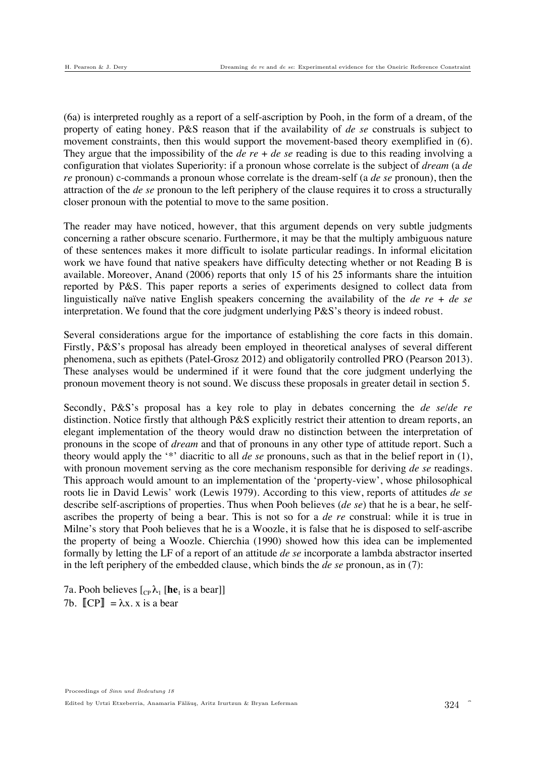(6a) is interpreted roughly as a report of a self-ascription by Pooh, in the form of a dream, of the property of eating honey. P&S reason that if the availability of *de se* construals is subject to movement constraints, then this would support the movement-based theory exemplified in (6). They argue that the impossibility of the *de re* + *de se* reading is due to this reading involving a configuration that violates Superiority: if a pronoun whose correlate is the subject of *dream* (a *de re* pronoun) c-commands a pronoun whose correlate is the dream-self (a *de se* pronoun), then the attraction of the *de se* pronoun to the left periphery of the clause requires it to cross a structurally closer pronoun with the potential to move to the same position.

The reader may have noticed, however, that this argument depends on very subtle judgments concerning a rather obscure scenario. Furthermore, it may be that the multiply ambiguous nature of these sentences makes it more difficult to isolate particular readings. In informal elicitation work we have found that native speakers have difficulty detecting whether or not Reading B is available. Moreover, Anand (2006) reports that only 15 of his 25 informants share the intuition reported by P&S. This paper reports a series of experiments designed to collect data from linguistically naïve native English speakers concerning the availability of the *de re* + *de se* interpretation. We found that the core judgment underlying P&S's theory is indeed robust.

Several considerations argue for the importance of establishing the core facts in this domain. Firstly, P&S's proposal has already been employed in theoretical analyses of several different phenomena, such as epithets (Patel-Grosz 2012) and obligatorily controlled PRO (Pearson 2013). These analyses would be undermined if it were found that the core judgment underlying the pronoun movement theory is not sound. We discuss these proposals in greater detail in section 5.

Secondly, P&S's proposal has a key role to play in debates concerning the *de se*/*de re* distinction. Notice firstly that although P&S explicitly restrict their attention to dream reports, an elegant implementation of the theory would draw no distinction between the interpretation of pronouns in the scope of *dream* and that of pronouns in any other type of attitude report. Such a theory would apply the '*' diacritic to all *de se* pronouns, such as that in the belief report in (1), with pronoun movement serving as the core mechanism responsible for deriving *de se* readings. This approach would amount to an implementation of the 'property-view', whose philosophical roots lie in David Lewis' work (Lewis 1979). According to this view, reports of attitudes *de se* describe self-ascriptions of properties. Thus when Pooh believes (*de se*) that he is a bear, he self-ascribes the property of being a bear. This is not so for a *de re* construal: while it is true in Milne's story that Pooh believes that he is a Woozle, it is false that he is disposed to self-ascribe the property of being a Woozle. Chierchia (1990) showed how this idea can be implemented formally by letting the LF of a report of an attitude *de se* incorporate a lambda abstractor inserted in the left periphery of the embedded clause, which binds the *de se* pronoun, as in (7):

7a. Pooh believes $[_{CP}\, \lambda_1$ [**he**$_1$ is a bear]]
7b. $[\![\text{CP}]\!] = \lambda x.\ x$ is a bear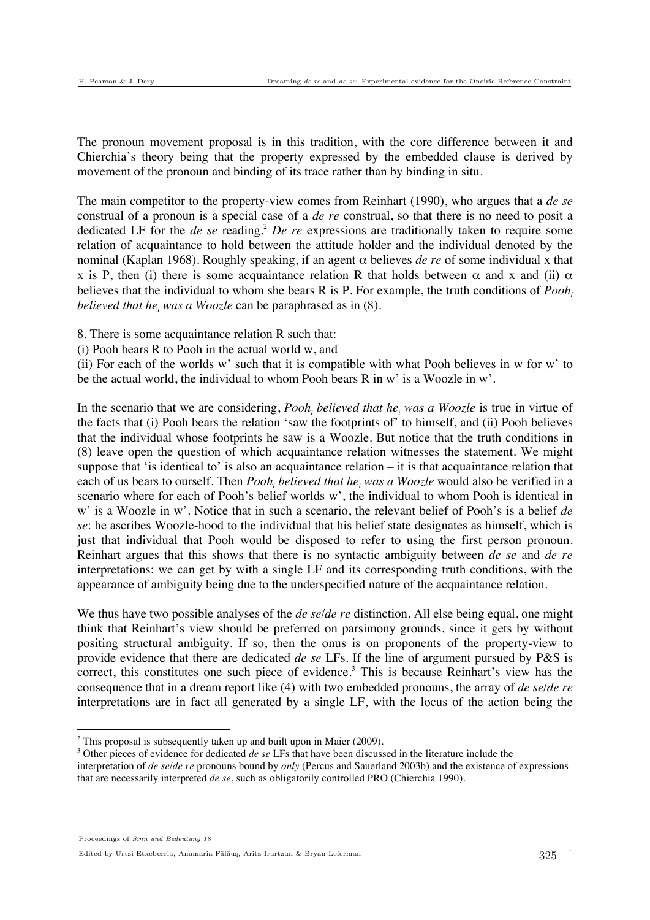The pronoun movement proposal is in this tradition, with the core difference between it and Chierchia's theory being that the property expressed by the embedded clause is derived by movement of the pronoun and binding of its trace rather than by binding in situ.

The main competitor to the property-view comes from Reinhart (1990), who argues that a *de se* construal of a pronoun is a special case of a *de re* construal, so that there is no need to posit a dedicated LF for the *de se* reading.[2] *De re* expressions are traditionally taken to require some relation of acquaintance to hold between the attitude holder and the individual denoted by the nominal (Kaplan 1968). Roughly speaking, if an agent $\alpha$ believes *de re* of some individual x that x is P, then (i) there is some acquaintance relation R that holds between $\alpha$ and x and (ii) $\alpha$ believes that the individual to whom she bears R is P. For example, the truth conditions of *Pooh$_i$ believed that he$_i$ was a Woozle* can be paraphrased as in (8).

8. There is some acquaintance relation R such that:
(i) Pooh bears R to Pooh in the actual world w, and
(ii) For each of the worlds w' such that it is compatible with what Pooh believes in w for w' to be the actual world, the individual to whom Pooh bears R in w' is a Woozle in w'.

In the scenario that we are considering, *Pooh$_i$ believed that he$_i$ was a Woozle* is true in virtue of the facts that (i) Pooh bears the relation 'saw the footprints of' to himself, and (ii) Pooh believes that the individual whose footprints he saw is a Woozle. But notice that the truth conditions in (8) leave open the question of which acquaintance relation witnesses the statement. We might suppose that 'is identical to' is also an acquaintance relation – it is that acquaintance relation that each of us bears to ourself. Then *Pooh$_i$ believed that he$_i$ was a Woozle* would also be verified in a scenario where for each of Pooh's belief worlds w', the individual to whom Pooh is identical in w' is a Woozle in w'. Notice that in such a scenario, the relevant belief of Pooh's is a belief *de se*: he ascribes Woozle-hood to the individual that his belief state designates as himself, which is just that individual that Pooh would be disposed to refer to using the first person pronoun. Reinhart argues that this shows that there is no syntactic ambiguity between *de se* and *de re* interpretations: we can get by with a single LF and its corresponding truth conditions, with the appearance of ambiguity being due to the underspecified nature of the acquaintance relation.

We thus have two possible analyses of the *de se*/*de re* distinction. All else being equal, one might think that Reinhart's view should be preferred on parsimony grounds, since it gets by without positing structural ambiguity. If so, then the onus is on proponents of the property-view to provide evidence that there are dedicated *de se* LFs. If the line of argument pursued by P&S is correct, this constitutes one such piece of evidence.[3] This is because Reinhart's view has the consequence that in a dream report like (4) with two embedded pronouns, the array of *de se*/*de re* interpretations are in fact all generated by a single LF, with the locus of the action being the

---

[2] This proposal is subsequently taken up and built upon in Maier (2009).

[3] Other pieces of evidence for dedicated *de se* LFs that have been discussed in the literature include the interpretation of *de se*/*de re* pronouns bound by *only* (Percus and Sauerland 2003b) and the existence of expressions that are necessarily interpreted *de se*, such as obligatorily controlled PRO (Chierchia 1990).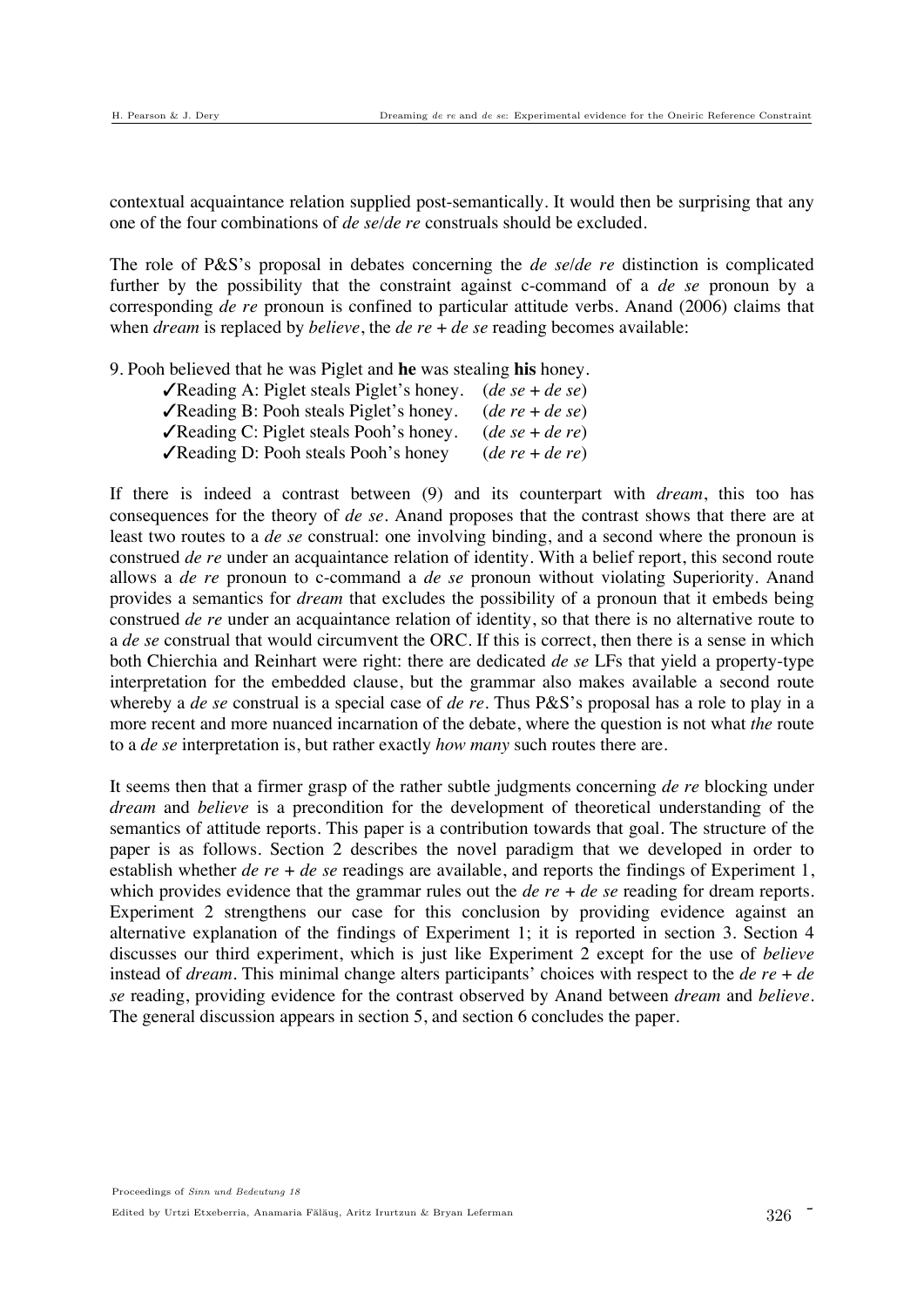contextual acquaintance relation supplied post-semantically. It would then be surprising that any one of the four combinations of *de se*/*de re* construals should be excluded.

The role of P&S's proposal in debates concerning the *de se*/*de re* distinction is complicated further by the possibility that the constraint against c-command of a *de se* pronoun by a corresponding *de re* pronoun is confined to particular attitude verbs. Anand (2006) claims that when *dream* is replaced by *believe*, the *de re + de se* reading becomes available:

9. Pooh believed that he was Piglet and **he** was stealing **his** honey.

   ✓Reading A: Piglet steals Piglet's honey. (*de se + de se*)
   ✓Reading B: Pooh steals Piglet's honey. (*de re + de se*)
   ✓Reading C: Piglet steals Pooh's honey. (*de se + de re*)
   ✓Reading D: Pooh steals Pooh's honey (*de re + de re*)

If there is indeed a contrast between (9) and its counterpart with *dream*, this too has consequences for the theory of *de se*. Anand proposes that the contrast shows that there are at least two routes to a *de se* construal: one involving binding, and a second where the pronoun is construed *de re* under an acquaintance relation of identity. With a belief report, this second route allows a *de re* pronoun to c-command a *de se* pronoun without violating Superiority. Anand provides a semantics for *dream* that excludes the possibility of a pronoun that it embeds being construed *de re* under an acquaintance relation of identity, so that there is no alternative route to a *de se* construal that would circumvent the ORC. If this is correct, then there is a sense in which both Chierchia and Reinhart were right: there are dedicated *de se* LFs that yield a property-type interpretation for the embedded clause, but the grammar also makes available a second route whereby a *de se* construal is a special case of *de re*. Thus P&S's proposal has a role to play in a more recent and more nuanced incarnation of the debate, where the question is not what *the* route to a *de se* interpretation is, but rather exactly *how many* such routes there are.

It seems then that a firmer grasp of the rather subtle judgments concerning *de re* blocking under *dream* and *believe* is a precondition for the development of theoretical understanding of the semantics of attitude reports. This paper is a contribution towards that goal. The structure of the paper is as follows. Section 2 describes the novel paradigm that we developed in order to establish whether *de re + de se* readings are available, and reports the findings of Experiment 1, which provides evidence that the grammar rules out the *de re + de se* reading for dream reports. Experiment 2 strengthens our case for this conclusion by providing evidence against an alternative explanation of the findings of Experiment 1; it is reported in section 3. Section 4 discusses our third experiment, which is just like Experiment 2 except for the use of *believe* instead of *dream*. This minimal change alters participants' choices with respect to the *de re + de se* reading, providing evidence for the contrast observed by Anand between *dream* and *believe*. The general discussion appears in section 5, and section 6 concludes the paper.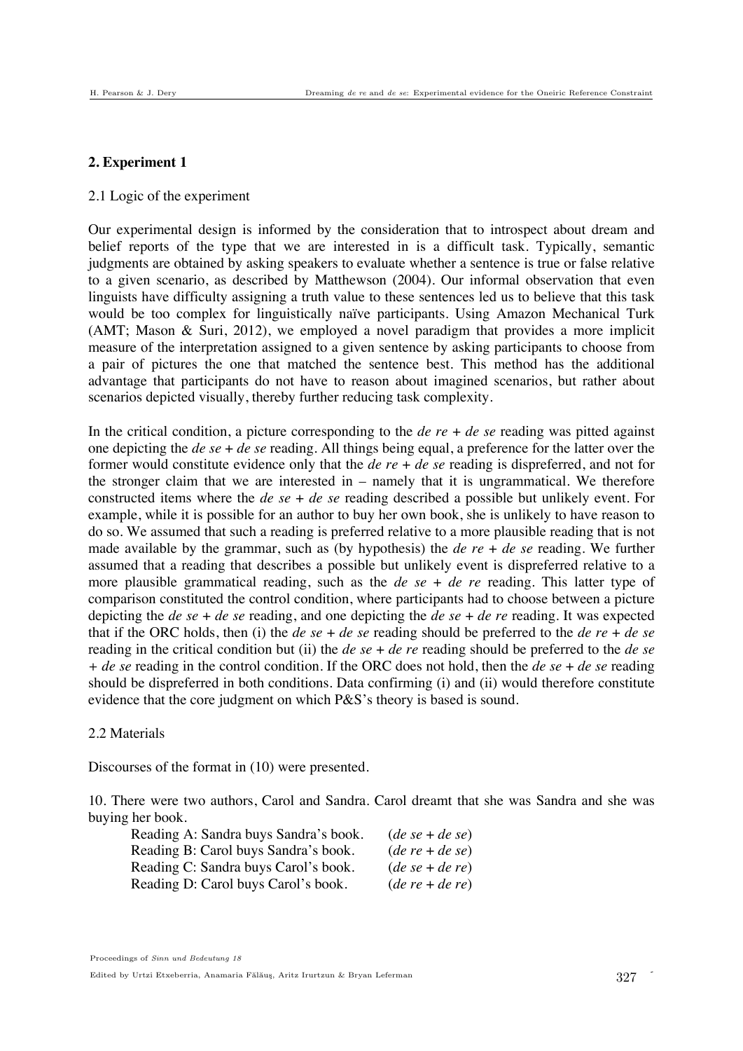## 2. Experiment 1

### 2.1 Logic of the experiment

Our experimental design is informed by the consideration that to introspect about dream and belief reports of the type that we are interested in is a difficult task. Typically, semantic judgments are obtained by asking speakers to evaluate whether a sentence is true or false relative to a given scenario, as described by Matthewson (2004). Our informal observation that even linguists have difficulty assigning a truth value to these sentences led us to believe that this task would be too complex for linguistically naïve participants. Using Amazon Mechanical Turk (AMT; Mason & Suri, 2012), we employed a novel paradigm that provides a more implicit measure of the interpretation assigned to a given sentence by asking participants to choose from a pair of pictures the one that matched the sentence best. This method has the additional advantage that participants do not have to reason about imagined scenarios, but rather about scenarios depicted visually, thereby further reducing task complexity.

In the critical condition, a picture corresponding to the *de re + de se* reading was pitted against one depicting the *de se + de se* reading. All things being equal, a preference for the latter over the former would constitute evidence only that the *de re + de se* reading is dispreferred, and not for the stronger claim that we are interested in – namely that it is ungrammatical. We therefore constructed items where the *de se + de se* reading described a possible but unlikely event. For example, while it is possible for an author to buy her own book, she is unlikely to have reason to do so. We assumed that such a reading is preferred relative to a more plausible reading that is not made available by the grammar, such as (by hypothesis) the *de re + de se* reading. We further assumed that a reading that describes a possible but unlikely event is dispreferred relative to a more plausible grammatical reading, such as the *de se + de re* reading. This latter type of comparison constituted the control condition, where participants had to choose between a picture depicting the *de se + de se* reading, and one depicting the *de se + de re* reading. It was expected that if the ORC holds, then (i) the *de se + de se* reading should be preferred to the *de re + de se* reading in the critical condition but (ii) the *de se + de re* reading should be preferred to the *de se + de se* reading in the control condition. If the ORC does not hold, then the *de se + de se* reading should be dispreferred in both conditions. Data confirming (i) and (ii) would therefore constitute evidence that the core judgment on which P&S's theory is based is sound.

### 2.2 Materials

Discourses of the format in (10) were presented.

10. There were two authors, Carol and Sandra. Carol dreamt that she was Sandra and she was buying her book.

| | |
|---|---|
| Reading A: Sandra buys Sandra's book. | (*de se + de se*) |
| Reading B: Carol buys Sandra's book. | (*de re + de se*) |
| Reading C: Sandra buys Carol's book. | (*de se + de re*) |
| Reading D: Carol buys Carol's book. | (*de re + de re*) |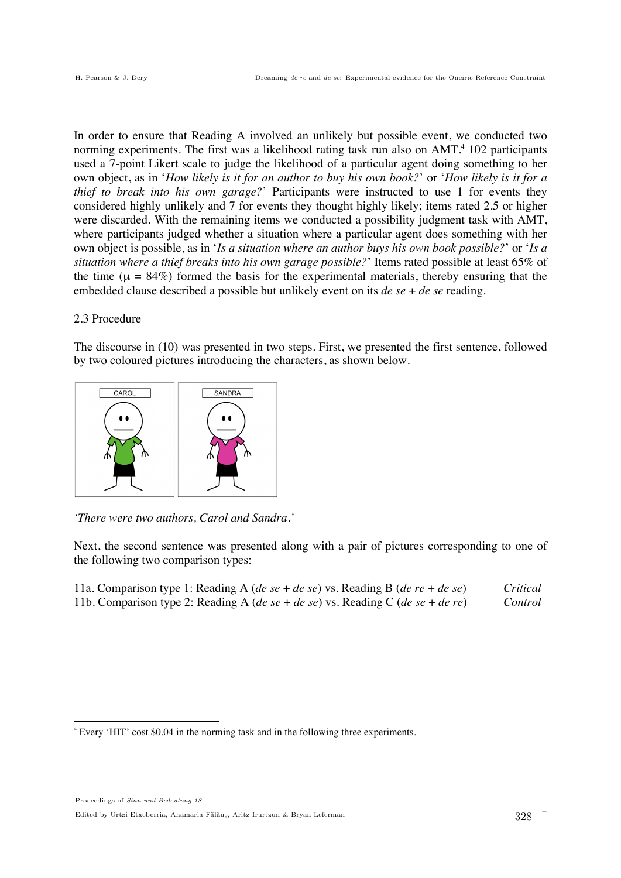In order to ensure that Reading A involved an unlikely but possible event, we conducted two norming experiments. The first was a likelihood rating task run also on AMT.[4] 102 participants used a 7-point Likert scale to judge the likelihood of a particular agent doing something to her own object, as in '*How likely is it for an author to buy his own book?*' or '*How likely is it for a thief to break into his own garage?*' Participants were instructed to use 1 for events they considered highly unlikely and 7 for events they thought highly likely; items rated 2.5 or higher were discarded. With the remaining items we conducted a possibility judgment task with AMT, where participants judged whether a situation where a particular agent does something with her own object is possible, as in '*Is a situation where an author buys his own book possible?*' or '*Is a situation where a thief breaks into his own garage possible?*' Items rated possible at least 65% of the time ($\mu$ = 84%) formed the basis for the experimental materials, thereby ensuring that the embedded clause described a possible but unlikely event on its *de se* + *de se* reading.

2.3 Procedure

The discourse in (10) was presented in two steps. First, we presented the first sentence, followed by two coloured pictures introducing the characters, as shown below.

CAROL SANDRA

*'There were two authors, Carol and Sandra.'*

Next, the second sentence was presented along with a pair of pictures corresponding to one of the following two comparison types:

11a. Comparison type 1: Reading A (*de se* + *de se*) vs. Reading B (*de re* + *de se*) *Critical*
11b. Comparison type 2: Reading A (*de se* + *de se*) vs. Reading C (*de se* + *de re*) *Control*

[4] Every 'HIT' cost $0.04 in the norming task and in the following three experiments.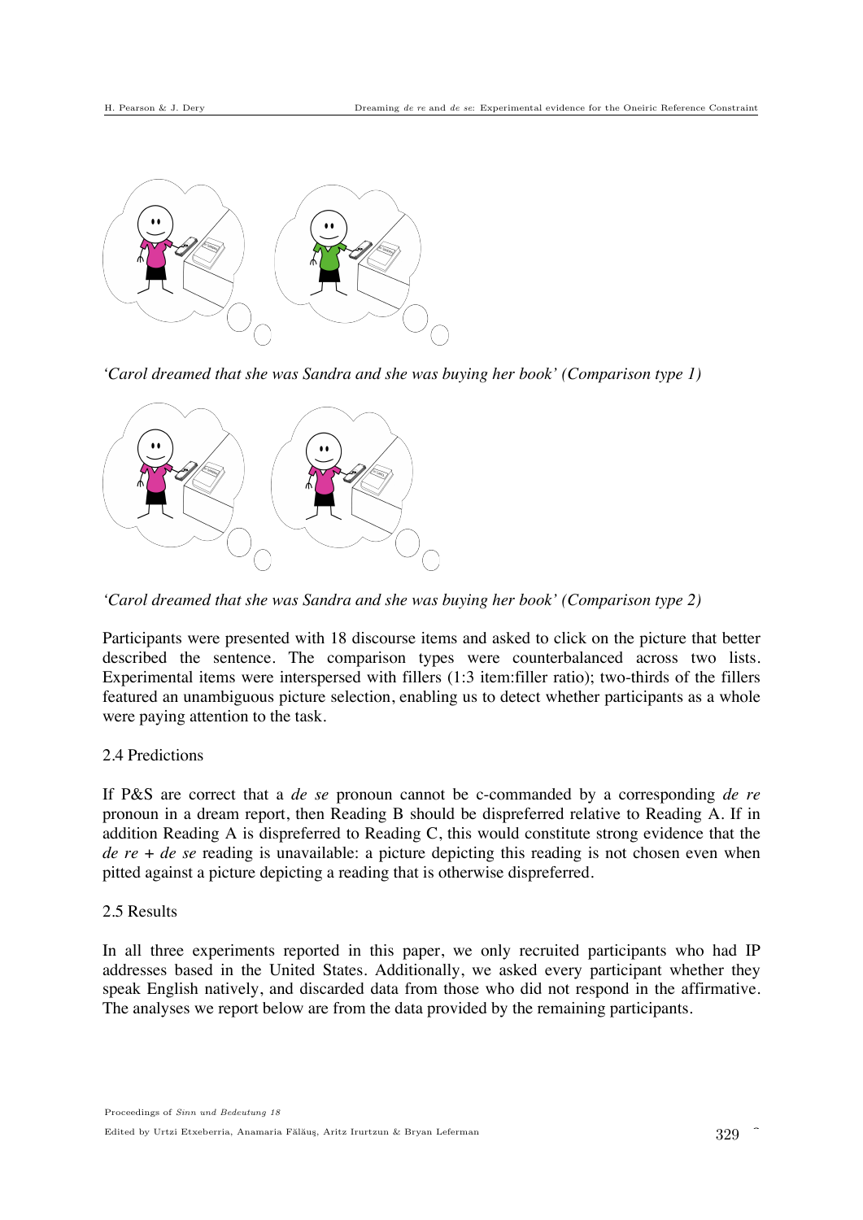*'Carol dreamed that she was Sandra and she was buying her book' (Comparison type 1)*

*'Carol dreamed that she was Sandra and she was buying her book' (Comparison type 2)*

Participants were presented with 18 discourse items and asked to click on the picture that better described the sentence. The comparison types were counterbalanced across two lists. Experimental items were interspersed with fillers (1:3 item:filler ratio); two-thirds of the fillers featured an unambiguous picture selection, enabling us to detect whether participants as a whole were paying attention to the task.

## 2.4 Predictions

If P&S are correct that a *de se* pronoun cannot be c-commanded by a corresponding *de re* pronoun in a dream report, then Reading B should be dispreferred relative to Reading A. If in addition Reading A is dispreferred to Reading C, this would constitute strong evidence that the *de re* + *de se* reading is unavailable: a picture depicting this reading is not chosen even when pitted against a picture depicting a reading that is otherwise dispreferred.

## 2.5 Results

In all three experiments reported in this paper, we only recruited participants who had IP addresses based in the United States. Additionally, we asked every participant whether they speak English natively, and discarded data from those who did not respond in the affirmative. The analyses we report below are from the data provided by the remaining participants.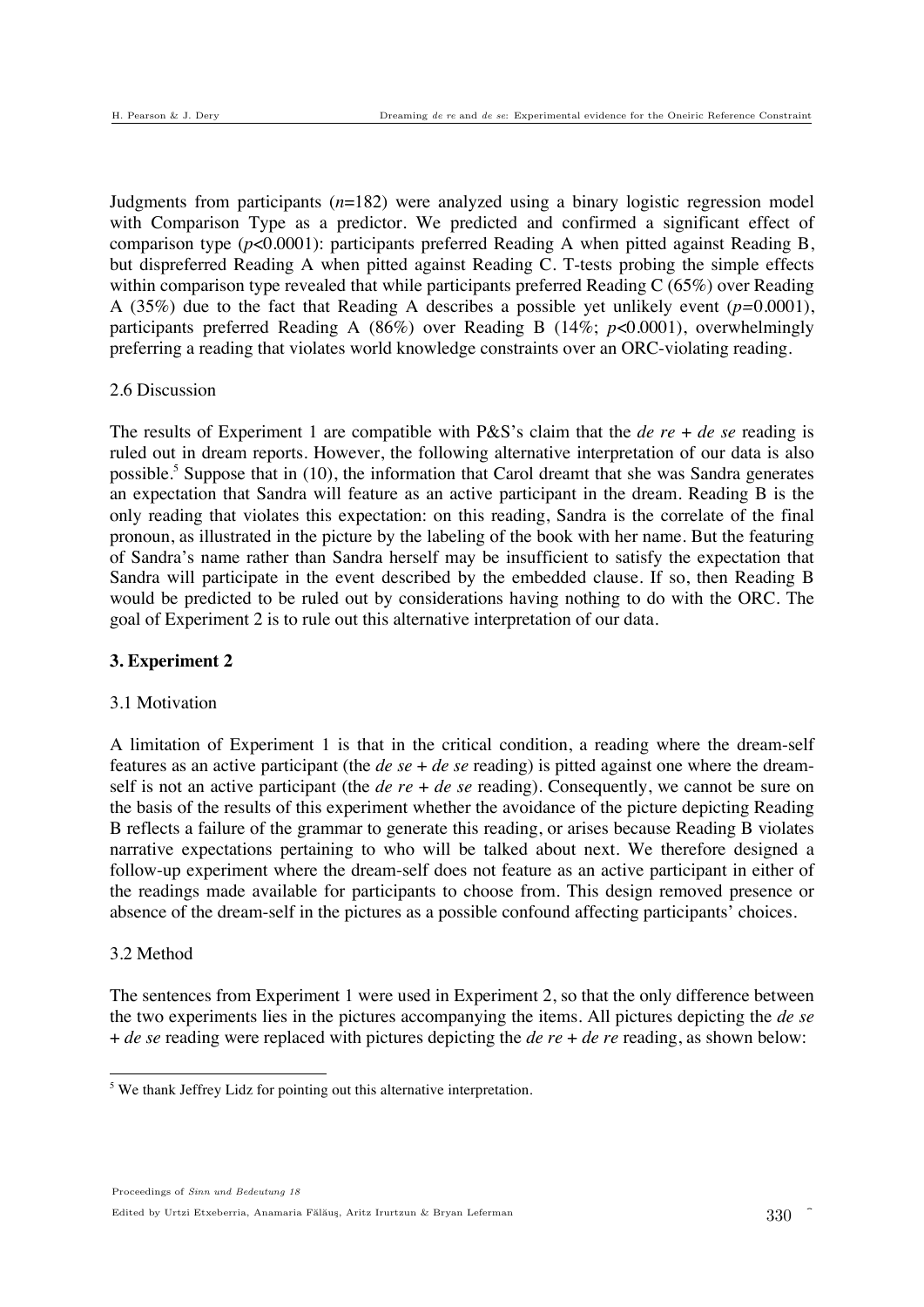Judgments from participants ($n$=182) were analyzed using a binary logistic regression model with Comparison Type as a predictor. We predicted and confirmed a significant effect of comparison type ($p$<0.0001): participants preferred Reading A when pitted against Reading B, but dispreferred Reading A when pitted against Reading C. T-tests probing the simple effects within comparison type revealed that while participants preferred Reading C (65%) over Reading A (35%) due to the fact that Reading A describes a possible yet unlikely event ($p$=0.0001), participants preferred Reading A (86%) over Reading B (14%; $p$<0.0001), overwhelmingly preferring a reading that violates world knowledge constraints over an ORC-violating reading.

2.6 Discussion

The results of Experiment 1 are compatible with P&S's claim that the *de re + de se* reading is ruled out in dream reports. However, the following alternative interpretation of our data is also possible.[5] Suppose that in (10), the information that Carol dreamt that she was Sandra generates an expectation that Sandra will feature as an active participant in the dream. Reading B is the only reading that violates this expectation: on this reading, Sandra is the correlate of the final pronoun, as illustrated in the picture by the labeling of the book with her name. But the featuring of Sandra's name rather than Sandra herself may be insufficient to satisfy the expectation that Sandra will participate in the event described by the embedded clause. If so, then Reading B would be predicted to be ruled out by considerations having nothing to do with the ORC. The goal of Experiment 2 is to rule out this alternative interpretation of our data.

## 3. Experiment 2

3.1 Motivation

A limitation of Experiment 1 is that in the critical condition, a reading where the dream-self features as an active participant (the *de se + de se* reading) is pitted against one where the dream-self is not an active participant (the *de re + de se* reading). Consequently, we cannot be sure on the basis of the results of this experiment whether the avoidance of the picture depicting Reading B reflects a failure of the grammar to generate this reading, or arises because Reading B violates narrative expectations pertaining to who will be talked about next. We therefore designed a follow-up experiment where the dream-self does not feature as an active participant in either of the readings made available for participants to choose from. This design removed presence or absence of the dream-self in the pictures as a possible confound affecting participants' choices.

3.2 Method

The sentences from Experiment 1 were used in Experiment 2, so that the only difference between the two experiments lies in the pictures accompanying the items. All pictures depicting the *de se + de se* reading were replaced with pictures depicting the *de re + de re* reading, as shown below:

[5] We thank Jeffrey Lidz for pointing out this alternative interpretation.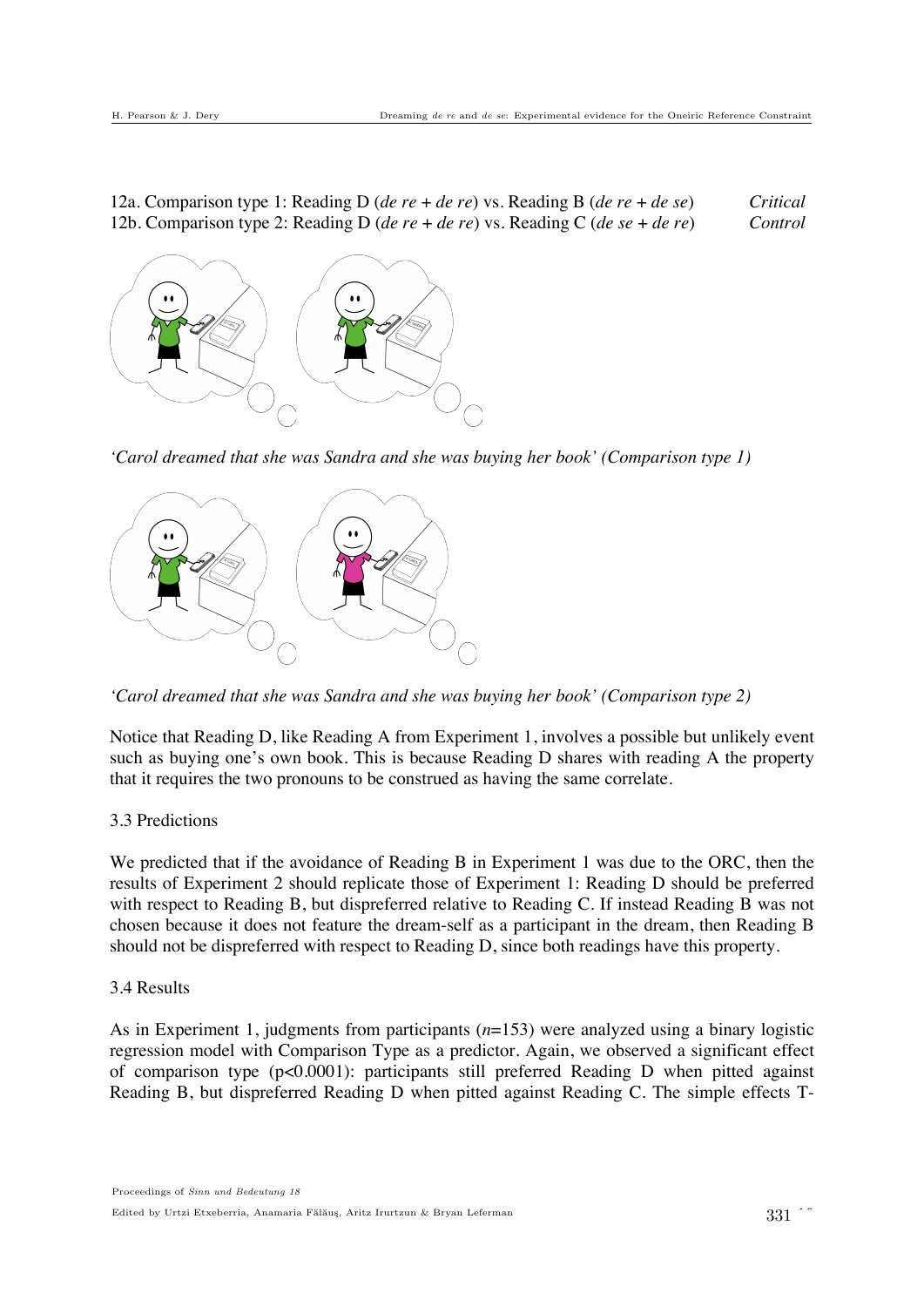12a. Comparison type 1: Reading D (*de re* + *de re*) vs. Reading B (*de re* + *de se*) *Critical*
12b. Comparison type 2: Reading D (*de re* + *de re*) vs. Reading C (*de se* + *de re*) *Control*

*'Carol dreamed that she was Sandra and she was buying her book' (Comparison type 1)*

*'Carol dreamed that she was Sandra and she was buying her book' (Comparison type 2)*

Notice that Reading D, like Reading A from Experiment 1, involves a possible but unlikely event such as buying one's own book. This is because Reading D shares with reading A the property that it requires the two pronouns to be construed as having the same correlate.

3.3 Predictions

We predicted that if the avoidance of Reading B in Experiment 1 was due to the ORC, then the results of Experiment 2 should replicate those of Experiment 1: Reading D should be preferred with respect to Reading B, but dispreferred relative to Reading C. If instead Reading B was not chosen because it does not feature the dream-self as a participant in the dream, then Reading B should not be dispreferred with respect to Reading D, since both readings have this property.

3.4 Results

As in Experiment 1, judgments from participants ($n$=153) were analyzed using a binary logistic regression model with Comparison Type as a predictor. Again, we observed a significant effect of comparison type ($p<0.0001$): participants still preferred Reading D when pitted against Reading B, but dispreferred Reading D when pitted against Reading C. The simple effects T-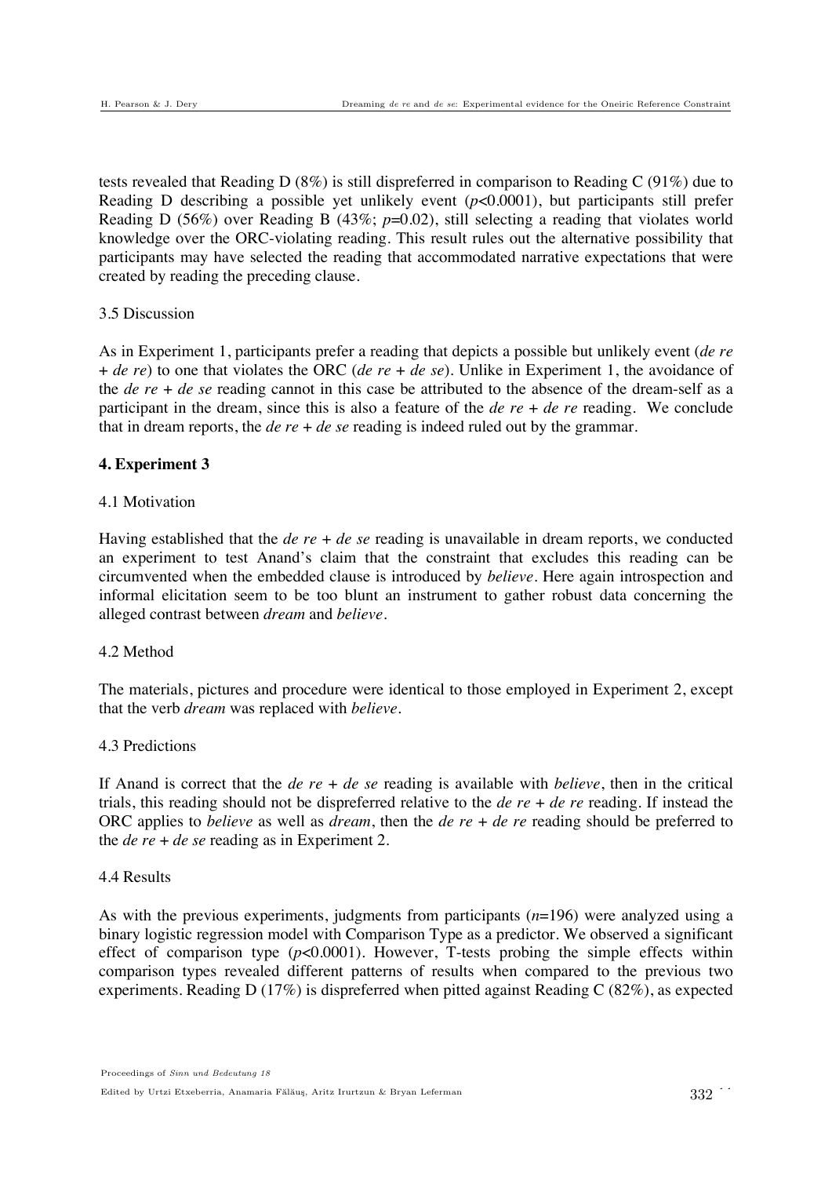tests revealed that Reading D (8%) is still dispreferred in comparison to Reading C (91%) due to Reading D describing a possible yet unlikely event ($p<0.0001$), but participants still prefer Reading D (56%) over Reading B (43%; $p=0.02$), still selecting a reading that violates world knowledge over the ORC-violating reading. This result rules out the alternative possibility that participants may have selected the reading that accommodated narrative expectations that were created by reading the preceding clause.

### 3.5 Discussion

As in Experiment 1, participants prefer a reading that depicts a possible but unlikely event (*de re + de re*) to one that violates the ORC (*de re + de se*). Unlike in Experiment 1, the avoidance of the *de re + de se* reading cannot in this case be attributed to the absence of the dream-self as a participant in the dream, since this is also a feature of the *de re + de re* reading. We conclude that in dream reports, the *de re + de se* reading is indeed ruled out by the grammar.

## 4. Experiment 3

### 4.1 Motivation

Having established that the *de re + de se* reading is unavailable in dream reports, we conducted an experiment to test Anand's claim that the constraint that excludes this reading can be circumvented when the embedded clause is introduced by *believe*. Here again introspection and informal elicitation seem to be too blunt an instrument to gather robust data concerning the alleged contrast between *dream* and *believe*.

### 4.2 Method

The materials, pictures and procedure were identical to those employed in Experiment 2, except that the verb *dream* was replaced with *believe*.

### 4.3 Predictions

If Anand is correct that the *de re + de se* reading is available with *believe*, then in the critical trials, this reading should not be dispreferred relative to the *de re + de re* reading. If instead the ORC applies to *believe* as well as *dream*, then the *de re + de re* reading should be preferred to the *de re + de se* reading as in Experiment 2.

### 4.4 Results

As with the previous experiments, judgments from participants ($n=196$) were analyzed using a binary logistic regression model with Comparison Type as a predictor. We observed a significant effect of comparison type ($p<0.0001$). However, T-tests probing the simple effects within comparison types revealed different patterns of results when compared to the previous two experiments. Reading D (17%) is dispreferred when pitted against Reading C (82%), as expected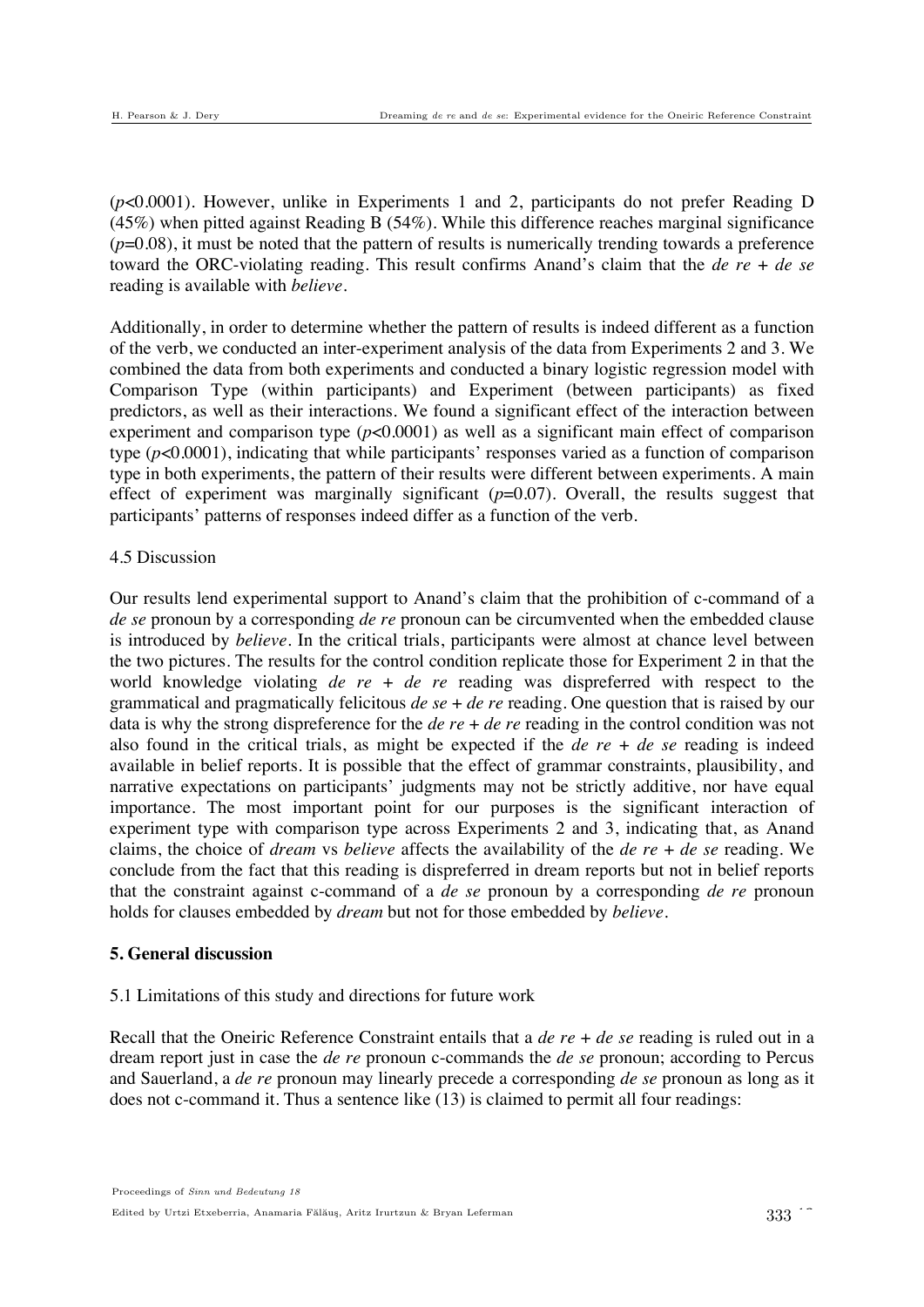($p<0.0001$). However, unlike in Experiments 1 and 2, participants do not prefer Reading D (45%) when pitted against Reading B (54%). While this difference reaches marginal significance ($p=0.08$), it must be noted that the pattern of results is numerically trending towards a preference toward the ORC-violating reading. This result confirms Anand's claim that the *de re* + *de se* reading is available with *believe*.

Additionally, in order to determine whether the pattern of results is indeed different as a function of the verb, we conducted an inter-experiment analysis of the data from Experiments 2 and 3. We combined the data from both experiments and conducted a binary logistic regression model with Comparison Type (within participants) and Experiment (between participants) as fixed predictors, as well as their interactions. We found a significant effect of the interaction between experiment and comparison type ($p<0.0001$) as well as a significant main effect of comparison type ($p<0.0001$), indicating that while participants' responses varied as a function of comparison type in both experiments, the pattern of their results were different between experiments. A main effect of experiment was marginally significant ($p=0.07$). Overall, the results suggest that participants' patterns of responses indeed differ as a function of the verb.

### 4.5 Discussion

Our results lend experimental support to Anand's claim that the prohibition of c-command of a *de se* pronoun by a corresponding *de re* pronoun can be circumvented when the embedded clause is introduced by *believe*. In the critical trials, participants were almost at chance level between the two pictures. The results for the control condition replicate those for Experiment 2 in that the world knowledge violating *de re* + *de re* reading was dispreferred with respect to the grammatical and pragmatically felicitous *de se* + *de re* reading. One question that is raised by our data is why the strong dispreference for the *de re* + *de re* reading in the control condition was not also found in the critical trials, as might be expected if the *de re* + *de se* reading is indeed available in belief reports. It is possible that the effect of grammar constraints, plausibility, and narrative expectations on participants' judgments may not be strictly additive, nor have equal importance. The most important point for our purposes is the significant interaction of experiment type with comparison type across Experiments 2 and 3, indicating that, as Anand claims, the choice of *dream* vs *believe* affects the availability of the *de re* + *de se* reading. We conclude from the fact that this reading is dispreferred in dream reports but not in belief reports that the constraint against c-command of a *de se* pronoun by a corresponding *de re* pronoun holds for clauses embedded by *dream* but not for those embedded by *believe*.

## 5. General discussion

### 5.1 Limitations of this study and directions for future work

Recall that the Oneiric Reference Constraint entails that a *de re* + *de se* reading is ruled out in a dream report just in case the *de re* pronoun c-commands the *de se* pronoun; according to Percus and Sauerland, a *de re* pronoun may linearly precede a corresponding *de se* pronoun as long as it does not c-command it. Thus a sentence like (13) is claimed to permit all four readings: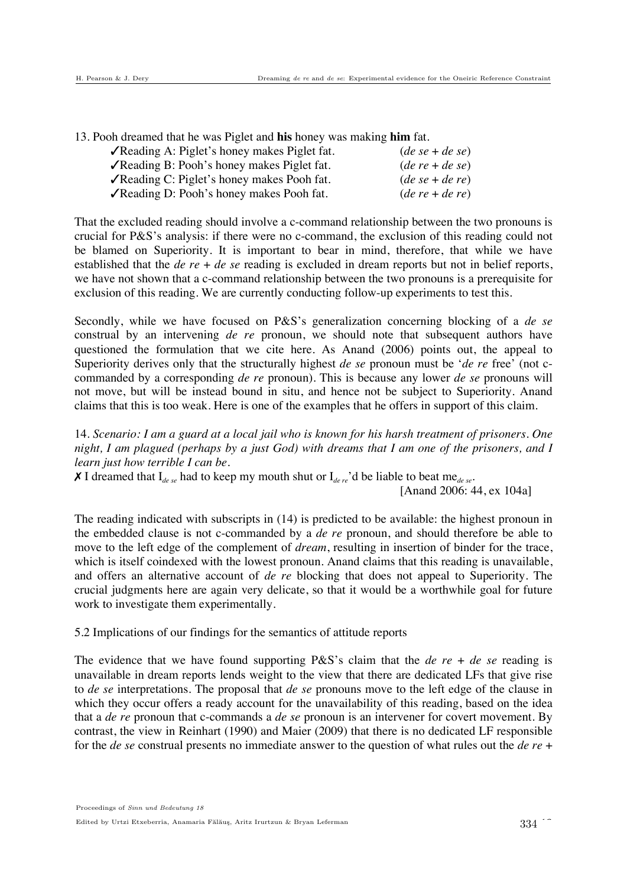13. Pooh dreamed that he was Piglet and **his** honey was making **him** fat.

| | |
|---|---|
| ✓Reading A: Piglet's honey makes Piglet fat. | (*de se* + *de se*) |
| ✓Reading B: Pooh's honey makes Piglet fat. | (*de re* + *de se*) |
| ✓Reading C: Piglet's honey makes Pooh fat. | (*de se* + *de re*) |
| ✓Reading D: Pooh's honey makes Pooh fat. | (*de re* + *de re*) |

That the excluded reading should involve a c-command relationship between the two pronouns is crucial for P&S's analysis: if there were no c-command, the exclusion of this reading could not be blamed on Superiority. It is important to bear in mind, therefore, that while we have established that the *de re* + *de se* reading is excluded in dream reports but not in belief reports, we have not shown that a c-command relationship between the two pronouns is a prerequisite for exclusion of this reading. We are currently conducting follow-up experiments to test this.

Secondly, while we have focused on P&S's generalization concerning blocking of a *de se* construal by an intervening *de re* pronoun, we should note that subsequent authors have questioned the formulation that we cite here. As Anand (2006) points out, the appeal to Superiority derives only that the structurally highest *de se* pronoun must be '*de re* free' (not c-commanded by a corresponding *de re* pronoun). This is because any lower *de se* pronouns will not move, but will be instead bound in situ, and hence not be subject to Superiority. Anand claims that this is too weak. Here is one of the examples that he offers in support of this claim.

14. *Scenario: I am a guard at a local jail who is known for his harsh treatment of prisoners. One night, I am plagued (perhaps by a just God) with dreams that I am one of the prisoners, and I learn just how terrible I can be.*

✗ I dreamed that $\text{I}_{de\ se}$ had to keep my mouth shut or $\text{I}_{de\ re}$'d be liable to beat $\text{me}_{de\ se}$.

[Anand 2006: 44, ex 104a]

The reading indicated with subscripts in (14) is predicted to be available: the highest pronoun in the embedded clause is not c-commanded by a *de re* pronoun, and should therefore be able to move to the left edge of the complement of *dream*, resulting in insertion of binder for the trace, which is itself coindexed with the lowest pronoun. Anand claims that this reading is unavailable, and offers an alternative account of *de re* blocking that does not appeal to Superiority. The crucial judgments here are again very delicate, so that it would be a worthwhile goal for future work to investigate them experimentally.

5.2 Implications of our findings for the semantics of attitude reports

The evidence that we have found supporting P&S's claim that the *de re* + *de se* reading is unavailable in dream reports lends weight to the view that there are dedicated LFs that give rise to *de se* interpretations. The proposal that *de se* pronouns move to the left edge of the clause in which they occur offers a ready account for the unavailability of this reading, based on the idea that a *de re* pronoun that c-commands a *de se* pronoun is an intervener for covert movement. By contrast, the view in Reinhart (1990) and Maier (2009) that there is no dedicated LF responsible for the *de se* construal presents no immediate answer to the question of what rules out the *de re* +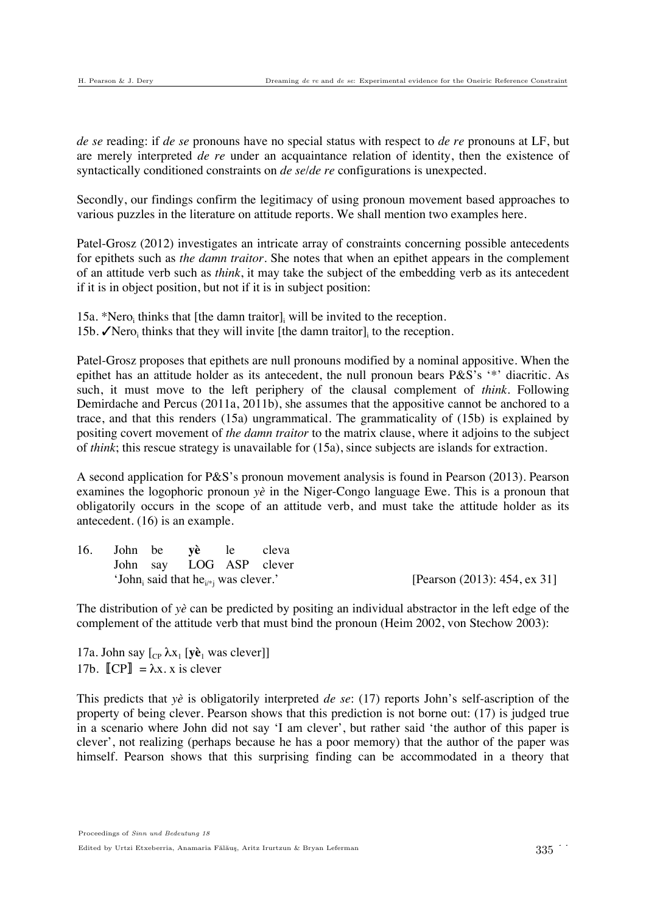*de se* reading: if *de se* pronouns have no special status with respect to *de re* pronouns at LF, but are merely interpreted *de re* under an acquaintance relation of identity, then the existence of syntactically conditioned constraints on *de se*/*de re* configurations is unexpected.

Secondly, our findings confirm the legitimacy of using pronoun movement based approaches to various puzzles in the literature on attitude reports. We shall mention two examples here.

Patel-Grosz (2012) investigates an intricate array of constraints concerning possible antecedents for epithets such as *the damn traitor*. She notes that when an epithet appears in the complement of an attitude verb such as *think*, it may take the subject of the embedding verb as its antecedent if it is in object position, but not if it is in subject position:

15a. *Nero$_i$ thinks that [the damn traitor]$_i$ will be invited to the reception.
15b. ✓Nero$_i$ thinks that they will invite [the damn traitor]$_i$ to the reception.

Patel-Grosz proposes that epithets are null pronouns modified by a nominal appositive. When the epithet has an attitude holder as its antecedent, the null pronoun bears P&S's '*' diacritic. As such, it must move to the left periphery of the clausal complement of *think*. Following Demirdache and Percus (2011a, 2011b), she assumes that the appositive cannot be anchored to a trace, and that this renders (15a) ungrammatical. The grammaticality of (15b) is explained by positing covert movement of *the damn traitor* to the matrix clause, where it adjoins to the subject of *think*; this rescue strategy is unavailable for (15a), since subjects are islands for extraction.

A second application for P&S's pronoun movement analysis is found in Pearson (2013). Pearson examines the logophoric pronoun *yè* in the Niger-Congo language Ewe. This is a pronoun that obligatorily occurs in the scope of an attitude verb, and must take the attitude holder as its antecedent. (16) is an example.

16. John be **yè** le cleva
    John say LOG ASP clever
    'John$_i$ said that he$_{i/*j}$ was clever.' [Pearson (2013): 454, ex 31]

The distribution of *yè* can be predicted by positing an individual abstractor in the left edge of the complement of the attitude verb that must bind the pronoun (Heim 2002, von Stechow 2003):

17a. John say [$_{CP}$ $\lambda x_1$ [**yè**$_1$ was clever]]
17b. ⟦CP⟧ = $\lambda x$. x is clever

This predicts that *yè* is obligatorily interpreted *de se*: (17) reports John's self-ascription of the property of being clever. Pearson shows that this prediction is not borne out: (17) is judged true in a scenario where John did not say 'I am clever', but rather said 'the author of this paper is clever', not realizing (perhaps because he has a poor memory) that the author of the paper was himself. Pearson shows that this surprising finding can be accommodated in a theory that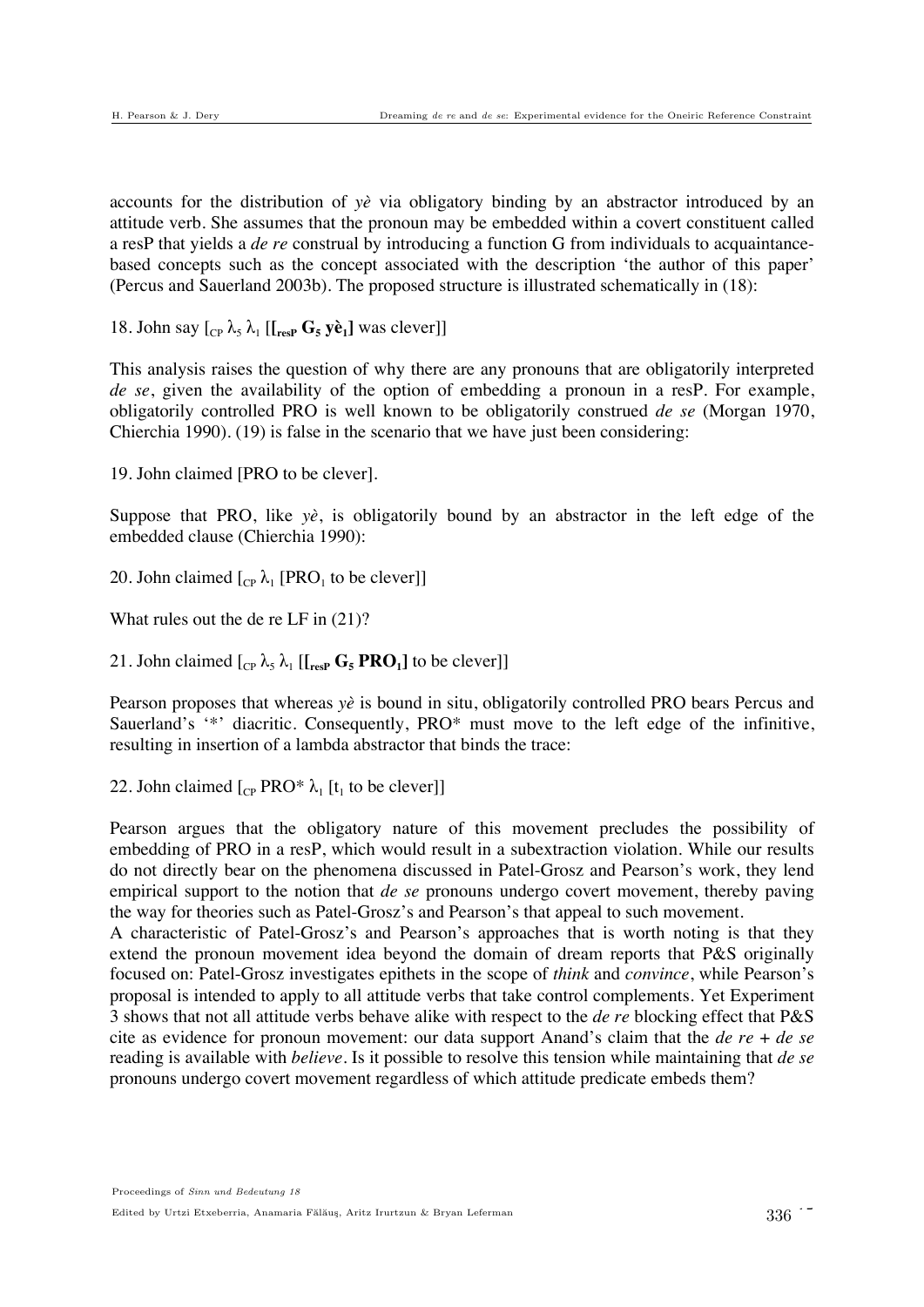accounts for the distribution of *yè* via obligatory binding by an abstractor introduced by an attitude verb. She assumes that the pronoun may be embedded within a covert constituent called a resP that yields a *de re* construal by introducing a function G from individuals to acquaintance-based concepts such as the concept associated with the description 'the author of this paper' (Percus and Sauerland 2003b). The proposed structure is illustrated schematically in (18):

18. John say $[_{CP}\ \lambda_5\ \lambda_1$ [**[$_{resP}$ $G_5$ $yè_1$]** was clever]]

This analysis raises the question of why there are any pronouns that are obligatorily interpreted *de se*, given the availability of the option of embedding a pronoun in a resP. For example, obligatorily controlled PRO is well known to be obligatorily construed *de se* (Morgan 1970, Chierchia 1990). (19) is false in the scenario that we have just been considering:

19. John claimed [PRO to be clever].

Suppose that PRO, like *yè*, is obligatorily bound by an abstractor in the left edge of the embedded clause (Chierchia 1990):

20. John claimed $[_{CP}\ \lambda_1$ [$PRO_1$ to be clever]]

What rules out the de re LF in (21)?

21. John claimed $[_{CP}\ \lambda_5\ \lambda_1$ [**[$_{resP}$ $G_5$ $PRO_1$]** to be clever]]

Pearson proposes that whereas *yè* is bound in situ, obligatorily controlled PRO bears Percus and Sauerland's '*' diacritic. Consequently, PRO* must move to the left edge of the infinitive, resulting in insertion of a lambda abstractor that binds the trace:

22. John claimed $[_{CP}$ PRO* $\lambda_1$ [$t_1$ to be clever]]

Pearson argues that the obligatory nature of this movement precludes the possibility of embedding of PRO in a resP, which would result in a subextraction violation. While our results do not directly bear on the phenomena discussed in Patel-Grosz and Pearson's work, they lend empirical support to the notion that *de se* pronouns undergo covert movement, thereby paving the way for theories such as Patel-Grosz's and Pearson's that appeal to such movement.

A characteristic of Patel-Grosz's and Pearson's approaches that is worth noting is that they extend the pronoun movement idea beyond the domain of dream reports that P&S originally focused on: Patel-Grosz investigates epithets in the scope of *think* and *convince*, while Pearson's proposal is intended to apply to all attitude verbs that take control complements. Yet Experiment 3 shows that not all attitude verbs behave alike with respect to the *de re* blocking effect that P&S cite as evidence for pronoun movement: our data support Anand's claim that the *de re + de se* reading is available with *believe*. Is it possible to resolve this tension while maintaining that *de se* pronouns undergo covert movement regardless of which attitude predicate embeds them?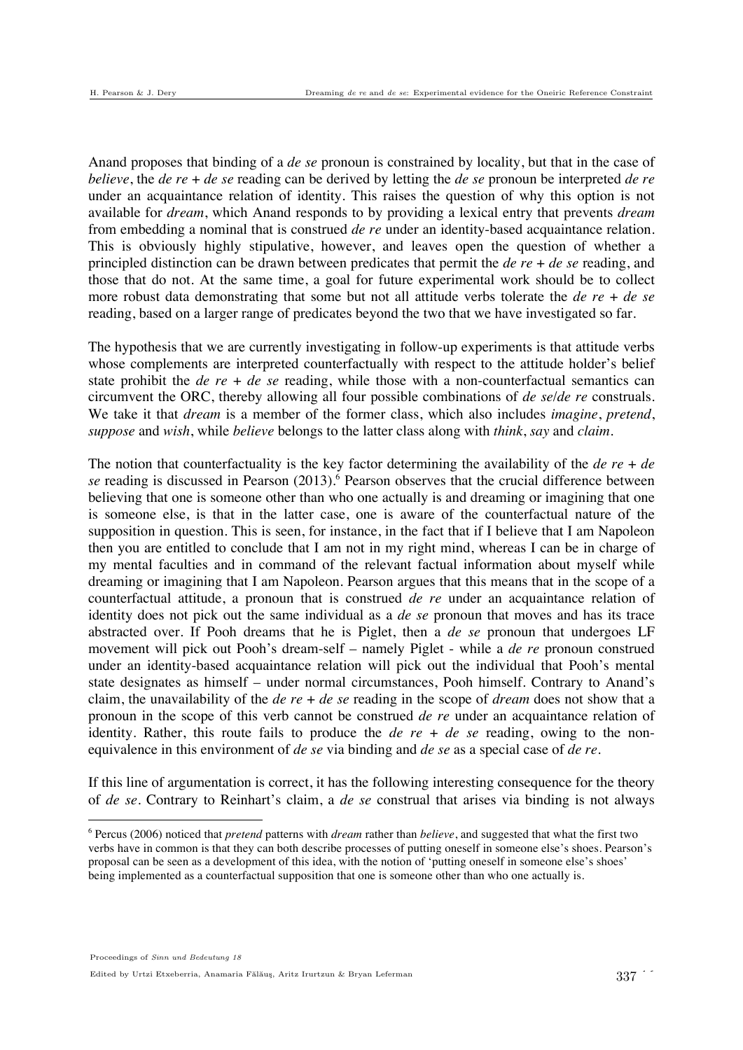Anand proposes that binding of a *de se* pronoun is constrained by locality, but that in the case of *believe*, the *de re* + *de se* reading can be derived by letting the *de se* pronoun be interpreted *de re* under an acquaintance relation of identity. This raises the question of why this option is not available for *dream*, which Anand responds to by providing a lexical entry that prevents *dream* from embedding a nominal that is construed *de re* under an identity-based acquaintance relation. This is obviously highly stipulative, however, and leaves open the question of whether a principled distinction can be drawn between predicates that permit the *de re* + *de se* reading, and those that do not. At the same time, a goal for future experimental work should be to collect more robust data demonstrating that some but not all attitude verbs tolerate the *de re* + *de se* reading, based on a larger range of predicates beyond the two that we have investigated so far.

The hypothesis that we are currently investigating in follow-up experiments is that attitude verbs whose complements are interpreted counterfactually with respect to the attitude holder's belief state prohibit the *de re* + *de se* reading, while those with a non-counterfactual semantics can circumvent the ORC, thereby allowing all four possible combinations of *de se*/*de re* construals. We take it that *dream* is a member of the former class, which also includes *imagine*, *pretend*, *suppose* and *wish*, while *believe* belongs to the latter class along with *think*, *say* and *claim*.

The notion that counterfactuality is the key factor determining the availability of the *de re* + *de se* reading is discussed in Pearson (2013).[6] Pearson observes that the crucial difference between believing that one is someone other than who one actually is and dreaming or imagining that one is someone else, is that in the latter case, one is aware of the counterfactual nature of the supposition in question. This is seen, for instance, in the fact that if I believe that I am Napoleon then you are entitled to conclude that I am not in my right mind, whereas I can be in charge of my mental faculties and in command of the relevant factual information about myself while dreaming or imagining that I am Napoleon. Pearson argues that this means that in the scope of a counterfactual attitude, a pronoun that is construed *de re* under an acquaintance relation of identity does not pick out the same individual as a *de se* pronoun that moves and has its trace abstracted over. If Pooh dreams that he is Piglet, then a *de se* pronoun that undergoes LF movement will pick out Pooh's dream-self – namely Piglet - while a *de re* pronoun construed under an identity-based acquaintance relation will pick out the individual that Pooh's mental state designates as himself – under normal circumstances, Pooh himself. Contrary to Anand's claim, the unavailability of the *de re* + *de se* reading in the scope of *dream* does not show that a pronoun in the scope of this verb cannot be construed *de re* under an acquaintance relation of identity. Rather, this route fails to produce the *de re* + *de se* reading, owing to the non-equivalence in this environment of *de se* via binding and *de se* as a special case of *de re*.

If this line of argumentation is correct, it has the following interesting consequence for the theory of *de se*. Contrary to Reinhart's claim, a *de se* construal that arises via binding is not always

[6] Percus (2006) noticed that *pretend* patterns with *dream* rather than *believe*, and suggested that what the first two verbs have in common is that they can both describe processes of putting oneself in someone else's shoes. Pearson's proposal can be seen as a development of this idea, with the notion of 'putting oneself in someone else's shoes' being implemented as a counterfactual supposition that one is someone other than who one actually is.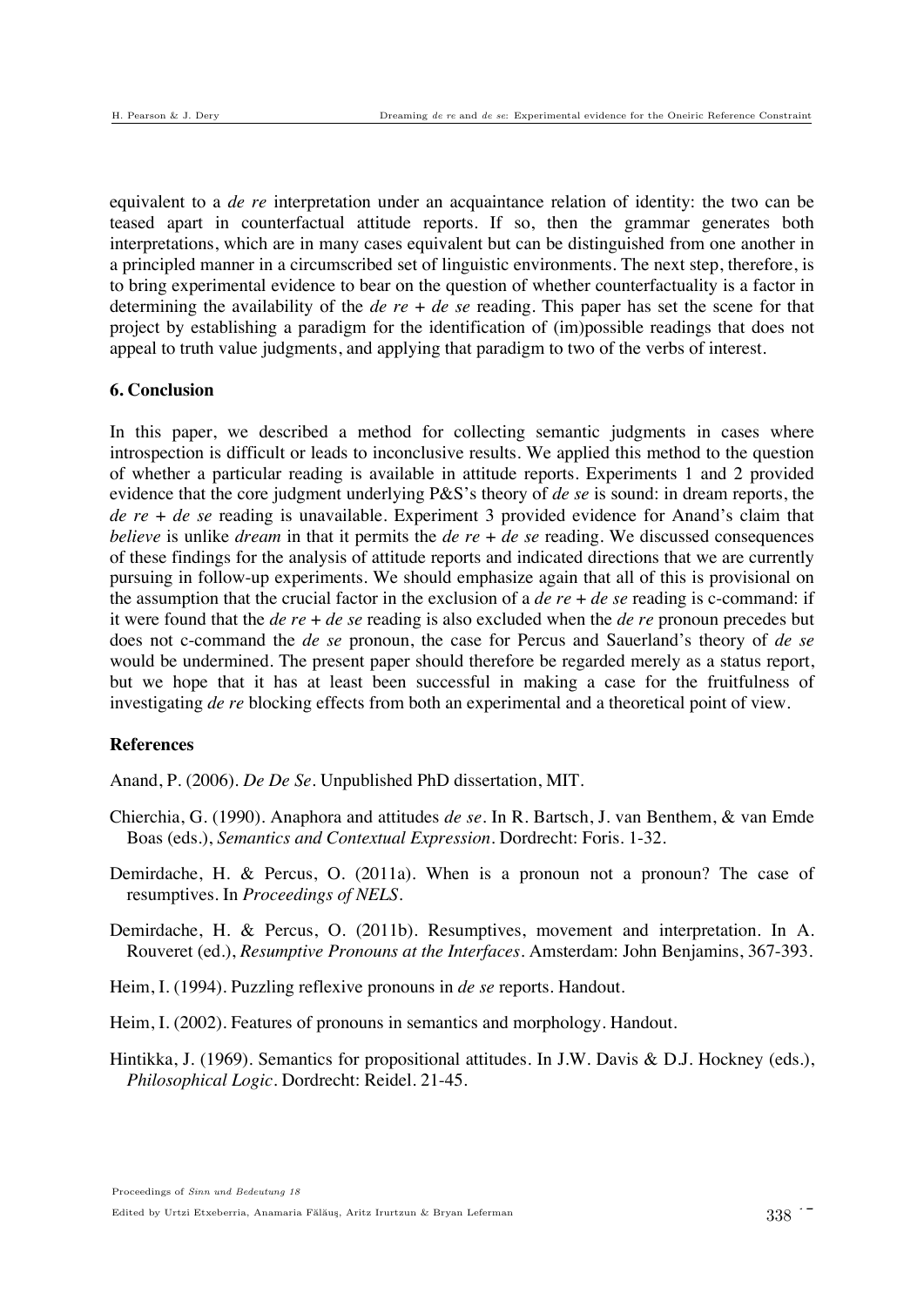equivalent to a *de re* interpretation under an acquaintance relation of identity: the two can be teased apart in counterfactual attitude reports. If so, then the grammar generates both interpretations, which are in many cases equivalent but can be distinguished from one another in a principled manner in a circumscribed set of linguistic environments. The next step, therefore, is to bring experimental evidence to bear on the question of whether counterfactuality is a factor in determining the availability of the *de re + de se* reading. This paper has set the scene for that project by establishing a paradigm for the identification of (im)possible readings that does not appeal to truth value judgments, and applying that paradigm to two of the verbs of interest.

## 6. Conclusion

In this paper, we described a method for collecting semantic judgments in cases where introspection is difficult or leads to inconclusive results. We applied this method to the question of whether a particular reading is available in attitude reports. Experiments 1 and 2 provided evidence that the core judgment underlying P&S's theory of *de se* is sound: in dream reports, the *de re + de se* reading is unavailable. Experiment 3 provided evidence for Anand's claim that *believe* is unlike *dream* in that it permits the *de re + de se* reading. We discussed consequences of these findings for the analysis of attitude reports and indicated directions that we are currently pursuing in follow-up experiments. We should emphasize again that all of this is provisional on the assumption that the crucial factor in the exclusion of a *de re + de se* reading is c-command: if it were found that the *de re + de se* reading is also excluded when the *de re* pronoun precedes but does not c-command the *de se* pronoun, the case for Percus and Sauerland's theory of *de se* would be undermined. The present paper should therefore be regarded merely as a status report, but we hope that it has at least been successful in making a case for the fruitfulness of investigating *de re* blocking effects from both an experimental and a theoretical point of view.

## References

Anand, P. (2006). *De De Se*. Unpublished PhD dissertation, MIT.

Chierchia, G. (1990). Anaphora and attitudes *de se*. In R. Bartsch, J. van Benthem, & van Emde Boas (eds.), *Semantics and Contextual Expression*. Dordrecht: Foris. 1-32.

Demirdache, H. & Percus, O. (2011a). When is a pronoun not a pronoun? The case of resumptives. In *Proceedings of NELS*.

Demirdache, H. & Percus, O. (2011b). Resumptives, movement and interpretation. In A. Rouveret (ed.), *Resumptive Pronouns at the Interfaces*. Amsterdam: John Benjamins, 367-393.

Heim, I. (1994). Puzzling reflexive pronouns in *de se* reports. Handout.

Heim, I. (2002). Features of pronouns in semantics and morphology. Handout.

Hintikka, J. (1969). Semantics for propositional attitudes. In J.W. Davis & D.J. Hockney (eds.), *Philosophical Logic*. Dordrecht: Reidel. 21-45.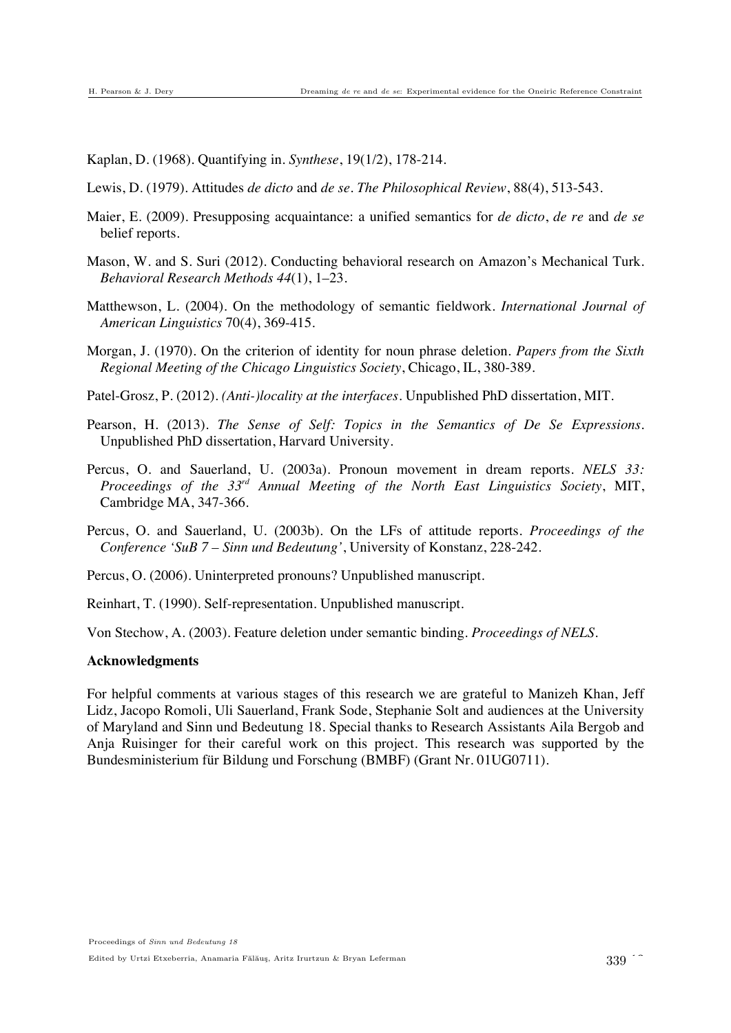Kaplan, D. (1968). Quantifying in. *Synthese*, 19(1/2), 178-214.

Lewis, D. (1979). Attitudes *de dicto* and *de se*. *The Philosophical Review*, 88(4), 513-543.

Maier, E. (2009). Presupposing acquaintance: a unified semantics for *de dicto*, *de re* and *de se* belief reports.

Mason, W. and S. Suri (2012). Conducting behavioral research on Amazon's Mechanical Turk. *Behavioral Research Methods 44*(1), 1–23.

Matthewson, L. (2004). On the methodology of semantic fieldwork. *International Journal of American Linguistics* 70(4), 369-415.

Morgan, J. (1970). On the criterion of identity for noun phrase deletion. *Papers from the Sixth Regional Meeting of the Chicago Linguistics Society*, Chicago, IL, 380-389.

Patel-Grosz, P. (2012). *(Anti-)locality at the interfaces*. Unpublished PhD dissertation, MIT.

Pearson, H. (2013). *The Sense of Self: Topics in the Semantics of De Se Expressions*. Unpublished PhD dissertation, Harvard University.

Percus, O. and Sauerland, U. (2003a). Pronoun movement in dream reports. *NELS 33: Proceedings of the 33rd Annual Meeting of the North East Linguistics Society*, MIT, Cambridge MA, 347-366.

Percus, O. and Sauerland, U. (2003b). On the LFs of attitude reports. *Proceedings of the Conference 'SuB 7 – Sinn und Bedeutung'*, University of Konstanz, 228-242.

Percus, O. (2006). Uninterpreted pronouns? Unpublished manuscript.

Reinhart, T. (1990). Self-representation. Unpublished manuscript.

Von Stechow, A. (2003). Feature deletion under semantic binding. *Proceedings of NELS*.

**Acknowledgments**

For helpful comments at various stages of this research we are grateful to Manizeh Khan, Jeff Lidz, Jacopo Romoli, Uli Sauerland, Frank Sode, Stephanie Solt and audiences at the University of Maryland and Sinn und Bedeutung 18. Special thanks to Research Assistants Aila Bergob and Anja Ruisinger for their careful work on this project. This research was supported by the Bundesministerium für Bildung und Forschung (BMBF) (Grant Nr. 01UG0711).